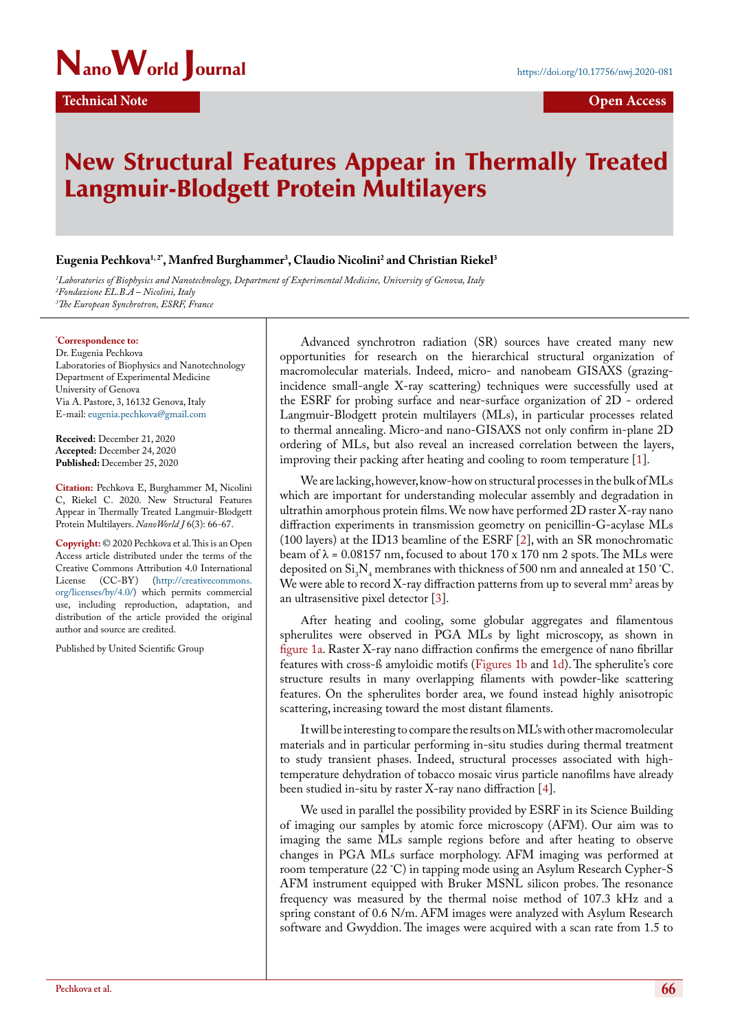Technical Note

Open Access

# New Structural Features Appear in Thermally Treated Langmuir-Blodgett Protein Multilayers

**Eugenia Pechkova[1, 2*], Manfred Burghammer[3], Claudio Nicolini[2] and Christian Riekel[3]**

*[1]Laboratories of Biophysics and Nanotechnology, Department of Experimental Medicine, University of Genova, Italy*
*[2]Fondazione EL.B.A – Nicolini, Italy*
*[3]The European Synchrotron, ESRF, France*

**[*]Correspondence to:**
Dr. Eugenia Pechkova
Laboratories of Biophysics and Nanotechnology
Department of Experimental Medicine
University of Genova
Via A. Pastore, 3, 16132 Genova, Italy
E-mail: eugenia.pechkova@gmail.com

**Received:** December 21, 2020
**Accepted:** December 24, 2020
**Published:** December 25, 2020

**Citation:** Pechkova E, Burghammer M, Nicolini C, Riekel C. 2020. New Structural Features Appear in Thermally Treated Langmuir-Blodgett Protein Multilayers. *NanoWorld J* 6(3): 66-67.

**Copyright:** © 2020 Pechkova et al. This is an Open Access article distributed under the terms of the Creative Commons Attribution 4.0 International License (CC-BY) (http://creativecommons.org/licenses/by/4.0/) which permits commercial use, including reproduction, adaptation, and distribution of the article provided the original author and source are credited.

Published by United Scientific Group

Advanced synchrotron radiation (SR) sources have created many new opportunities for research on the hierarchical structural organization of macromolecular materials. Indeed, micro- and nanobeam GISAXS (grazing-incidence small-angle X-ray scattering) techniques were successfully used at the ESRF for probing surface and near-surface organization of 2D - ordered Langmuir-Blodgett protein multilayers (MLs), in particular processes related to thermal annealing. Micro-and nano-GISAXS not only confirm in-plane 2D ordering of MLs, but also reveal an increased correlation between the layers, improving their packing after heating and cooling to room temperature [1].

We are lacking, however, know-how on structural processes in the bulk of MLs which are important for understanding molecular assembly and degradation in ultrathin amorphous protein films. We now have performed 2D raster X-ray nano diffraction experiments in transmission geometry on penicillin-G-acylase MLs (100 layers) at the ID13 beamline of the ESRF [2], with an SR monochromatic beam of λ = 0.08157 nm, focused to about 170 x 170 nm 2 spots. The MLs were deposited on $Si_3N_4$ membranes with thickness of 500 nm and annealed at 150 °C. We were able to record X-ray diffraction patterns from up to several $mm^2$ areas by an ultrasensitive pixel detector [3].

After heating and cooling, some globular aggregates and filamentous spherulites were observed in PGA MLs by light microscopy, as shown in figure 1a. Raster X-ray nano diffraction confirms the emergence of nano fibrillar features with cross-ß amyloidic motifs (Figures 1b and 1d). The spherulite's core structure results in many overlapping filaments with powder-like scattering features. On the spherulites border area, we found instead highly anisotropic scattering, increasing toward the most distant filaments.

It will be interesting to compare the results on ML's with other macromolecular materials and in particular performing in-situ studies during thermal treatment to study transient phases. Indeed, structural processes associated with high-temperature dehydration of tobacco mosaic virus particle nanofilms have already been studied in-situ by raster X-ray nano diffraction [4].

We used in parallel the possibility provided by ESRF in its Science Building of imaging our samples by atomic force microscopy (AFM). Our aim was to imaging the same MLs sample regions before and after heating to observe changes in PGA MLs surface morphology. AFM imaging was performed at room temperature (22 °C) in tapping mode using an Asylum Research Cypher-S AFM instrument equipped with Bruker MSNL silicon probes. The resonance frequency was measured by the thermal noise method of 107.3 kHz and a spring constant of 0.6 N/m. AFM images were analyzed with Asylum Research software and Gwyddion. The images were acquired with a scan rate from 1.5 to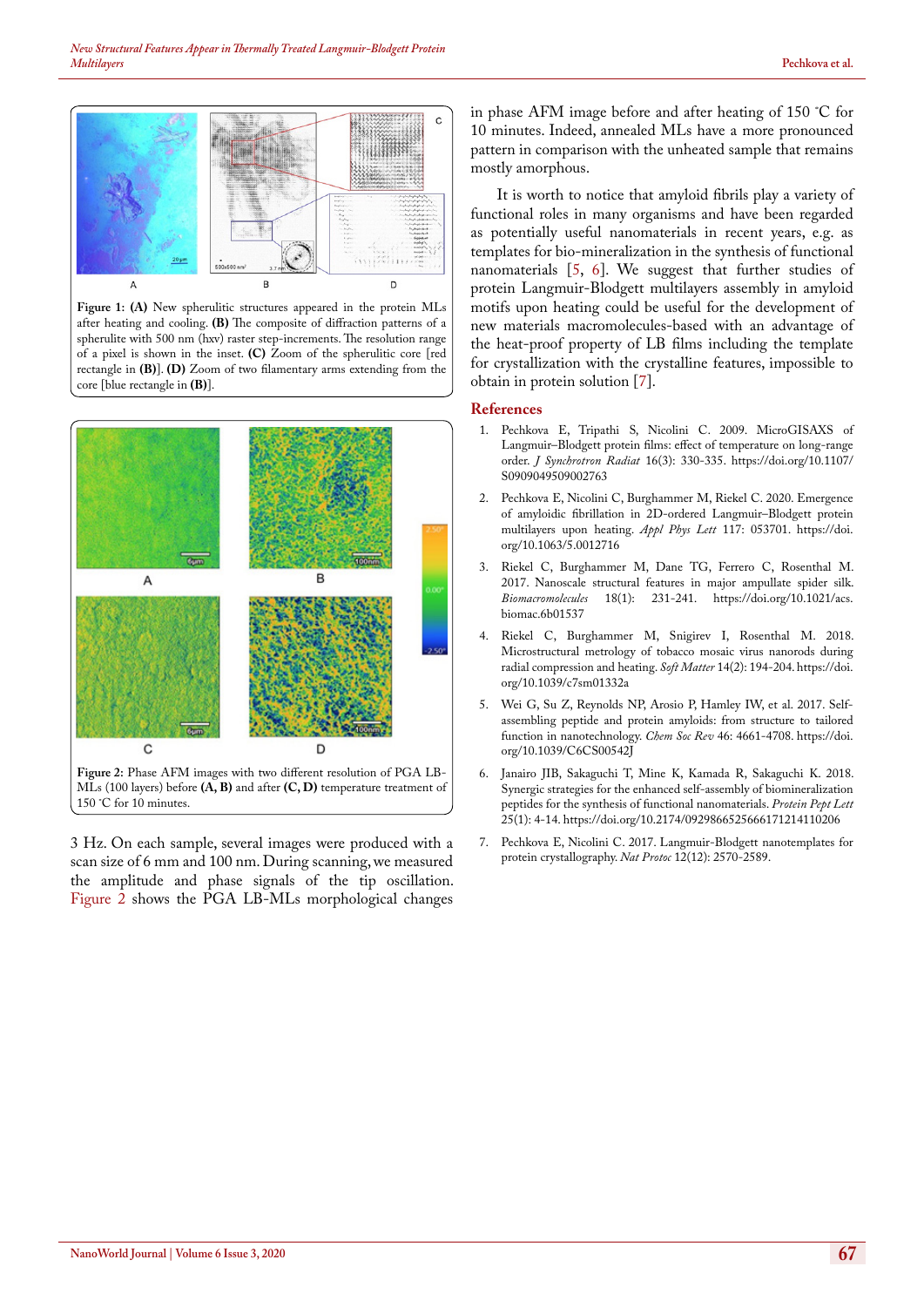Figure 1: **(A)** New spherulitic structures appeared in the protein MLs after heating and cooling. **(B)** The composite of diffraction patterns of a spherulite with 500 nm (hxv) raster step-increments. The resolution range of a pixel is shown in the inset. **(C)** Zoom of the spherulitic core [red rectangle in **(B)**]. **(D)** Zoom of two filamentary arms extending from the core [blue rectangle in **(B)**].

Figure 2: Phase AFM images with two different resolution of PGA LB-MLs (100 layers) before **(A, B)** and after **(C, D)** temperature treatment of 150 °C for 10 minutes.

3 Hz. On each sample, several images were produced with a scan size of 6 mm and 100 nm. During scanning, we measured the amplitude and phase signals of the tip oscillation. Figure 2 shows the PGA LB-MLs morphological changes in phase AFM image before and after heating of 150 °C for 10 minutes. Indeed, annealed MLs have a more pronounced pattern in comparison with the unheated sample that remains mostly amorphous.

It is worth to notice that amyloid fibrils play a variety of functional roles in many organisms and have been regarded as potentially useful nanomaterials in recent years, e.g. as templates for bio-mineralization in the synthesis of functional nanomaterials [5, 6]. We suggest that further studies of protein Langmuir-Blodgett multilayers assembly in amyloid motifs upon heating could be useful for the development of new materials macromolecules-based with an advantage of the heat-proof property of LB films including the template for crystallization with the crystalline features, impossible to obtain in protein solution [7].

## References

1. Pechkova E, Tripathi S, Nicolini C. 2009. MicroGISAXS of Langmuir–Blodgett protein films: effect of temperature on long-range order. *J Synchrotron Radiat* 16(3): 330-335. https://doi.org/10.1107/S0909049509002763
2. Pechkova E, Nicolini C, Burghammer M, Riekel C. 2020. Emergence of amyloidic fibrillation in 2D-ordered Langmuir–Blodgett protein multilayers upon heating. *Appl Phys Lett* 117: 053701. https://doi.org/10.1063/5.0012716
3. Riekel C, Burghammer M, Dane TG, Ferrero C, Rosenthal M. 2017. Nanoscale structural features in major ampullate spider silk. *Biomacromolecules* 18(1): 231-241. https://doi.org/10.1021/acs.biomac.6b01537
4. Riekel C, Burghammer M, Snigirev I, Rosenthal M. 2018. Microstructural metrology of tobacco mosaic virus nanorods during radial compression and heating. *Soft Matter* 14(2): 194-204. https://doi.org/10.1039/c7sm01332a
5. Wei G, Su Z, Reynolds NP, Arosio P, Hamley IW, et al. 2017. Self-assembling peptide and protein amyloids: from structure to tailored function in nanotechnology. *Chem Soc Rev* 46: 4661-4708. https://doi.org/10.1039/C6CS00542J
6. Janairo JIB, Sakaguchi T, Mine K, Kamada R, Sakaguchi K. 2018. Synergic strategies for the enhanced self-assembly of biomineralization peptides for the synthesis of functional nanomaterials. *Protein Pept Lett* 25(1): 4-14. https://doi.org/10.2174/0929866525666171214110206
7. Pechkova E, Nicolini C. 2017. Langmuir-Blodgett nanotemplates for protein crystallography. *Nat Protoc* 12(12): 2570-2589.